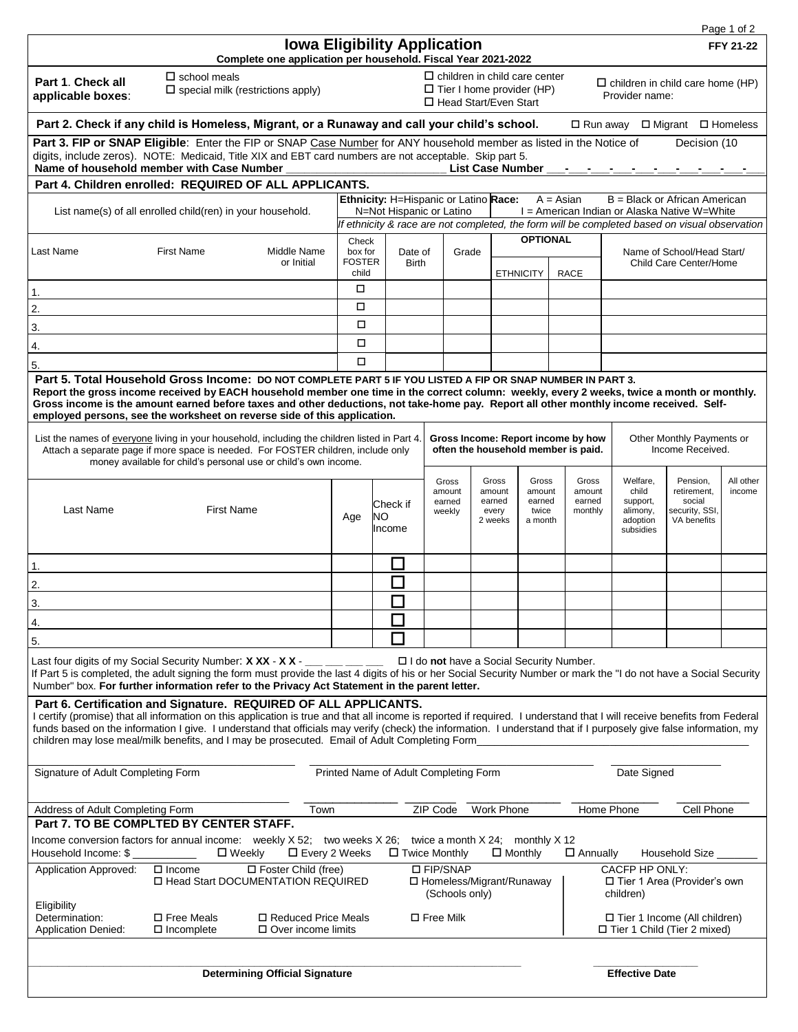# Iowa Eligibility Application

**FFY 21-22**

**Complete one application per household. Fiscal Year 2021-2022**

**Part 1. Check all applicable boxes:**

- ☐ school meals
- ☐ special milk (restrictions apply)
- ☐ children in child care center
- ☐ Tier I home provider (HP)
- ☐ Head Start/Even Start
- ☐ children in child care home (HP) Provider name:

**Part 2. Check if any child is Homeless, Migrant, or a Runaway and call your child's school.** ☐ Run away ☐ Migrant ☐ Homeless

**Part 3. FIP or SNAP Eligible**: Enter the FIP or SNAP Case Number for ANY household member as listed in the Notice of Decision (10 digits, include zeros). NOTE: Medicaid, Title XIX and EBT card numbers are not acceptable. Skip part 5.

**Name of household member with Case Number** ________________________ **List Case Number** ___-___-___-___-___-___-___-___-___-___

**Part 4. Children enrolled: REQUIRED OF ALL APPLICANTS.**

List name(s) of all enrolled child(ren) in your household.

**Ethnicity:** H=Hispanic or Latino N=Not Hispanic or Latino **Race:** A = Asian B = Black or African American I = American Indian or Alaska Native W=White

*If ethnicity & race are not completed, the form will be completed based on visual observation*

| Last Name | First Name | Middle Name or Initial | Check box for FOSTER child | Date of Birth | Grade | OPTIONAL ETHNICITY | OPTIONAL RACE | Name of School/Head Start/ Child Care Center/Home |
|---|---|---|---|---|---|---|---|---|
| 1. | | | ☐ | | | | | |
| 2. | | | ☐ | | | | | |
| 3. | | | ☐ | | | | | |
| 4. | | | ☐ | | | | | |
| 5. | | | ☐ | | | | | |

**Part 5. Total Household Gross Income: DO NOT COMPLETE PART 5 IF YOU LISTED A FIP OR SNAP NUMBER IN PART 3.**
**Report the gross income received by EACH household member one time in the correct column: weekly, every 2 weeks, twice a month or monthly. Gross income is the amount earned before taxes and other deductions, not take-home pay. Report all other monthly income received. Self-employed persons, see the worksheet on reverse side of this application.**

List the names of everyone living in your household, including the children listed in Part 4. Attach a separate page if more space is needed. For FOSTER children, include only money available for child's personal use or child's own income.

| Last Name | First Name | Age | Check if NO Income | Gross Income: Report income by how often the household member is paid. Gross amount earned weekly | Gross amount earned every 2 weeks | Gross amount earned twice a month | Gross amount earned monthly | Other Monthly Payments or Income Received. Welfare, child support, alimony, adoption subsidies | Pension, retirement, social security, SSI, VA benefits | All other income |
|---|---|---|---|---|---|---|---|---|---|---|
| 1. | | | ☐ | | | | | | | |
| 2. | | | ☐ | | | | | | | |
| 3. | | | ☐ | | | | | | | |
| 4. | | | ☐ | | | | | | | |
| 5. | | | ☐ | | | | | | | |

Last four digits of my Social Security Number: **X XX - X X -** ___ ___ ___ ___ ☐ I do **not** have a Social Security Number.

If Part 5 is completed, the adult signing the form must provide the last 4 digits of his or her Social Security Number or mark the "I do not have a Social Security Number" box. **For further information refer to the Privacy Act Statement in the parent letter.**

**Part 6. Certification and Signature. REQUIRED OF ALL APPLICANTS.**

I certify (promise) that all information on this application is true and that all income is reported if required. I understand that I will receive benefits from Federal funds based on the information I give. I understand that officials may verify (check) the information. I understand that if I purposely give false information, my children may lose meal/milk benefits, and I may be prosecuted. Email of Adult Completing Form________________________

Signature of Adult Completing Form ____________ Printed Name of Adult Completing Form ____________ Date Signed ____________

Address of Adult Completing Form ____________ Town ____________ ZIP Code ____________ Work Phone ____________ Home Phone ____________ Cell Phone ____________

**Part 7. TO BE COMPLTED BY CENTER STAFF.**

Income conversion factors for annual income: weekly X 52; two weeks X 26; twice a month X 24; monthly X 12

Household Income: $ __________ ☐ Weekly ☐ Every 2 Weeks ☐ Twice Monthly ☐ Monthly ☐ Annually Household Size _______

Application Approved: ☐ Income ☐ Foster Child (free) ☐ Head Start DOCUMENTATION REQUIRED ☐ FIP/SNAP ☐ Homeless/Migrant/Runaway (Schools only)

CACFP HP ONLY: ☐ Tier 1 Area (Provider's own children) ☐ Tier 1 Income (All children) ☐ Tier 1 Child (Tier 2 mixed)

Eligibility Determination: ☐ Free Meals ☐ Reduced Price Meals ☐ Free Milk

Application Denied: ☐ Incomplete ☐ Over income limits

**Determining Official Signature** ____________ **Effective Date** ____________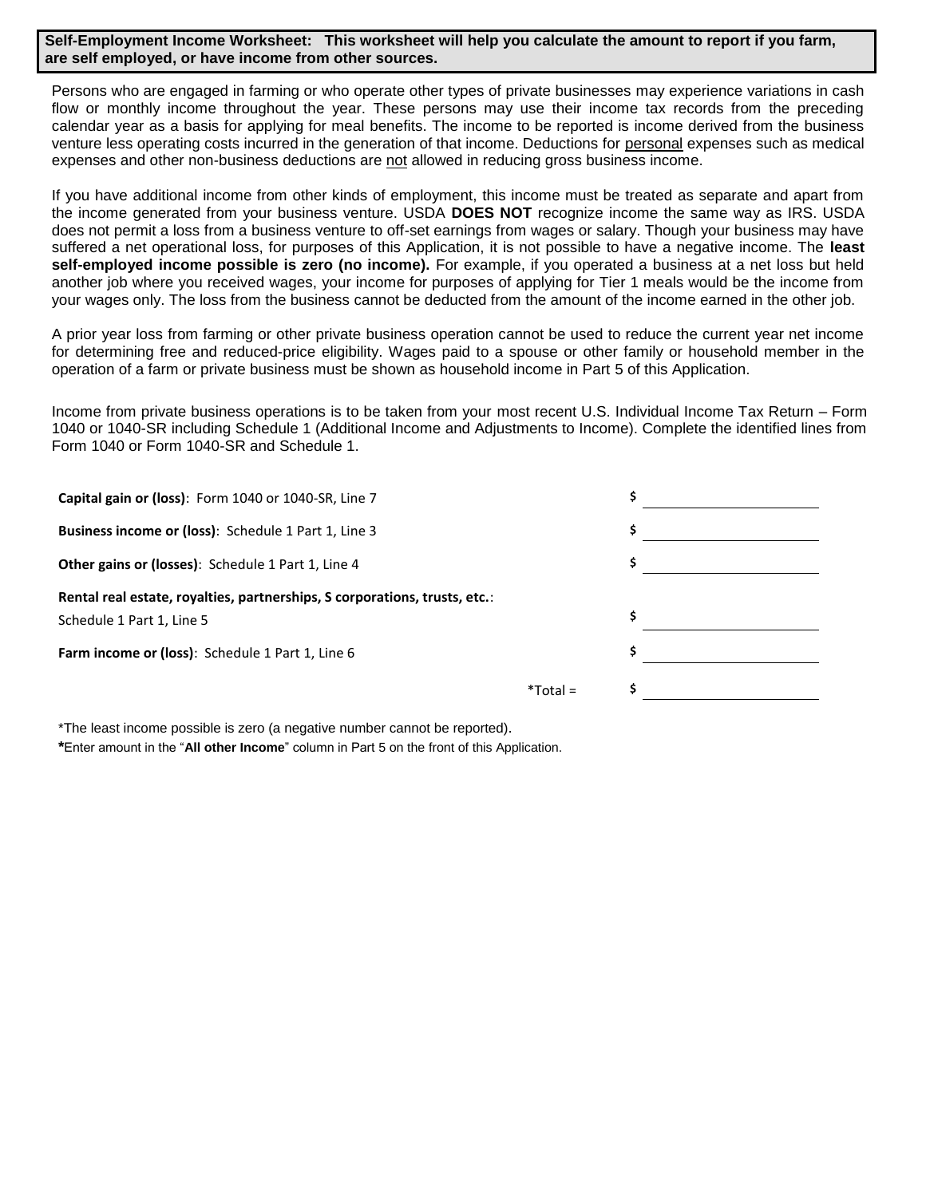**Self-Employment Income Worksheet: This worksheet will help you calculate the amount to report if you farm, are self employed, or have income from other sources.**

Persons who are engaged in farming or who operate other types of private businesses may experience variations in cash flow or monthly income throughout the year. These persons may use their income tax records from the preceding calendar year as a basis for applying for meal benefits. The income to be reported is income derived from the business venture less operating costs incurred in the generation of that income. Deductions for personal expenses such as medical expenses and other non-business deductions are not allowed in reducing gross business income.

If you have additional income from other kinds of employment, this income must be treated as separate and apart from the income generated from your business venture. USDA **DOES NOT** recognize income the same way as IRS. USDA does not permit a loss from a business venture to off-set earnings from wages or salary. Though your business may have suffered a net operational loss, for purposes of this Application, it is not possible to have a negative income. The **least self-employed income possible is zero (no income).** For example, if you operated a business at a net loss but held another job where you received wages, your income for purposes of applying for Tier 1 meals would be the income from your wages only. The loss from the business cannot be deducted from the amount of the income earned in the other job.

A prior year loss from farming or other private business operation cannot be used to reduce the current year net income for determining free and reduced-price eligibility. Wages paid to a spouse or other family or household member in the operation of a farm or private business must be shown as household income in Part 5 of this Application.

Income from private business operations is to be taken from your most recent U.S. Individual Income Tax Return – Form 1040 or 1040-SR including Schedule 1 (Additional Income and Adjustments to Income). Complete the identified lines from Form 1040 or Form 1040-SR and Schedule 1.

| | |
|---|---|
| **Capital gain or (loss)**: Form 1040 or 1040-SR, Line 7 | $ \_\_\_\_\_\_\_\_\_\_\_\_\_\_\_\_\_\_\_\_ |
| **Business income or (loss)**: Schedule 1 Part 1, Line 3 | $ \_\_\_\_\_\_\_\_\_\_\_\_\_\_\_\_\_\_\_\_ |
| **Other gains or (losses)**: Schedule 1 Part 1, Line 4 | $ \_\_\_\_\_\_\_\_\_\_\_\_\_\_\_\_\_\_\_\_ |
| **Rental real estate, royalties, partnerships, S corporations, trusts, etc.**: Schedule 1 Part 1, Line 5 | $ \_\_\_\_\_\_\_\_\_\_\_\_\_\_\_\_\_\_\_\_ |
| **Farm income or (loss)**: Schedule 1 Part 1, Line 6 | $ \_\_\_\_\_\_\_\_\_\_\_\_\_\_\_\_\_\_\_\_ |
| *Total = | $ \_\_\_\_\_\_\_\_\_\_\_\_\_\_\_\_\_\_\_\_ |

*The least income possible is zero (a negative number cannot be reported).

***Enter amount in the "**All other Income**" column in Part 5 on the front of this Application.